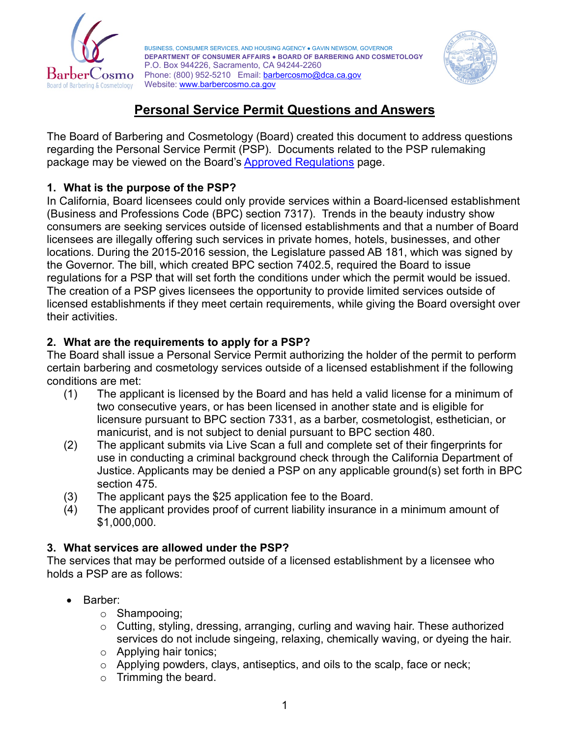BUSINESS, CONSUMER SERVICES, AND HOUSING AGENCY ● GAVIN NEWSOM, GOVERNOR
**DEPARTMENT OF CONSUMER AFFAIRS ● BOARD OF BARBERING AND COSMETOLOGY**
P.O. Box 944226, Sacramento, CA 94244-2260
Phone: (800) 952-5210 Email: barbercosmo@dca.ca.gov
Website: www.barbercosmo.ca.gov

# Personal Service Permit Questions and Answers

The Board of Barbering and Cosmetology (Board) created this document to address questions regarding the Personal Service Permit (PSP). Documents related to the PSP rulemaking package may be viewed on the Board's Approved Regulations page.

### 1. What is the purpose of the PSP?

In California, Board licensees could only provide services within a Board-licensed establishment (Business and Professions Code (BPC) section 7317). Trends in the beauty industry show consumers are seeking services outside of licensed establishments and that a number of Board licensees are illegally offering such services in private homes, hotels, businesses, and other locations. During the 2015-2016 session, the Legislature passed AB 181, which was signed by the Governor. The bill, which created BPC section 7402.5, required the Board to issue regulations for a PSP that will set forth the conditions under which the permit would be issued. The creation of a PSP gives licensees the opportunity to provide limited services outside of licensed establishments if they meet certain requirements, while giving the Board oversight over their activities.

### 2. What are the requirements to apply for a PSP?

The Board shall issue a Personal Service Permit authorizing the holder of the permit to perform certain barbering and cosmetology services outside of a licensed establishment if the following conditions are met:

(1) The applicant is licensed by the Board and has held a valid license for a minimum of two consecutive years, or has been licensed in another state and is eligible for licensure pursuant to BPC section 7331, as a barber, cosmetologist, esthetician, or manicurist, and is not subject to denial pursuant to BPC section 480.

(2) The applicant submits via Live Scan a full and complete set of their fingerprints for use in conducting a criminal background check through the California Department of Justice. Applicants may be denied a PSP on any applicable ground(s) set forth in BPC section 475.

(3) The applicant pays the $25 application fee to the Board.

(4) The applicant provides proof of current liability insurance in a minimum amount of $1,000,000.

### 3. What services are allowed under the PSP?

The services that may be performed outside of a licensed establishment by a licensee who holds a PSP are as follows:

- Barber:
  - Shampooing;
  - Cutting, styling, dressing, arranging, curling and waving hair. These authorized services do not include singeing, relaxing, chemically waving, or dyeing the hair.
  - Applying hair tonics;
  - Applying powders, clays, antiseptics, and oils to the scalp, face or neck;
  - Trimming the beard.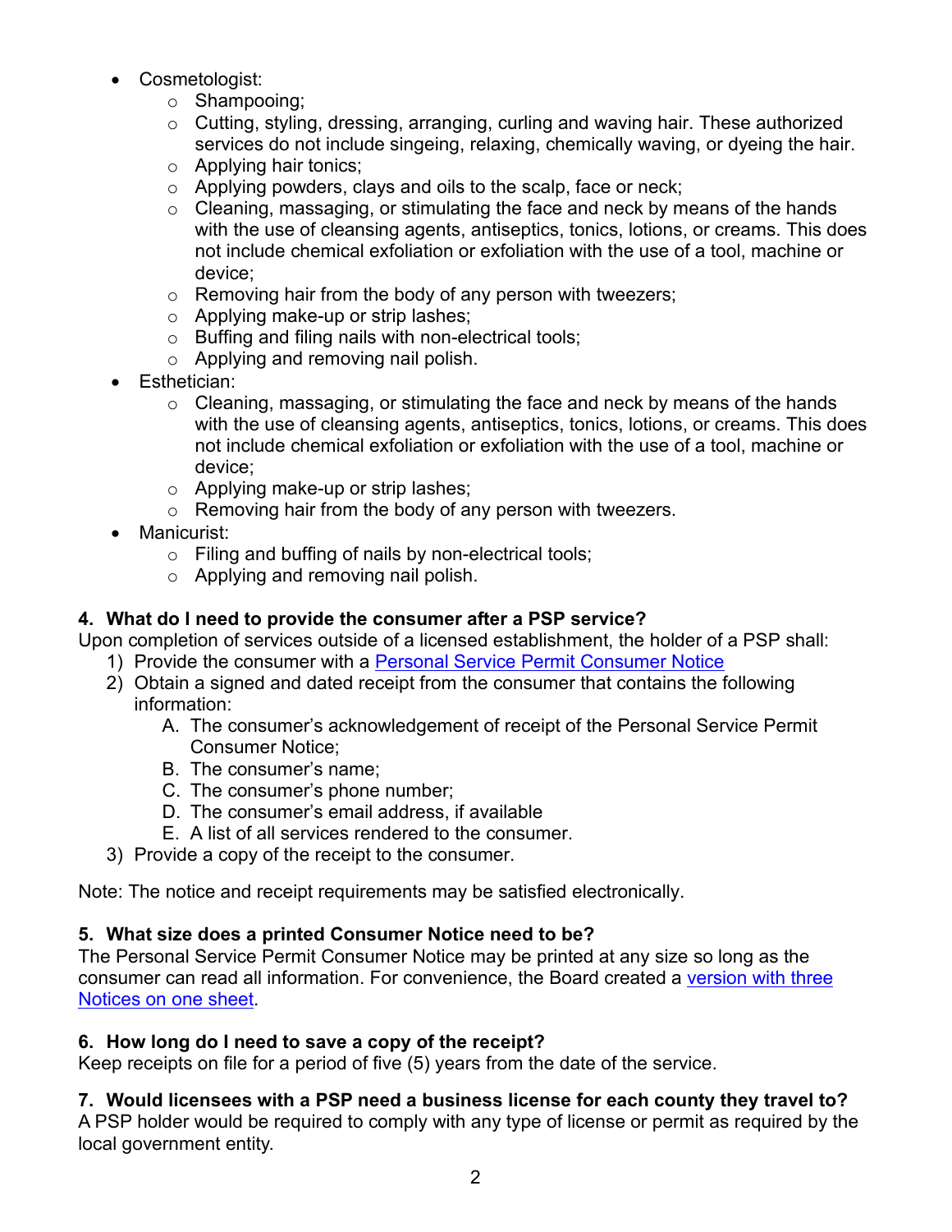- Cosmetologist:
  - Shampooing;
  - Cutting, styling, dressing, arranging, curling and waving hair. These authorized services do not include singeing, relaxing, chemically waving, or dyeing the hair.
  - Applying hair tonics;
  - Applying powders, clays and oils to the scalp, face or neck;
  - Cleaning, massaging, or stimulating the face and neck by means of the hands with the use of cleansing agents, antiseptics, tonics, lotions, or creams. This does not include chemical exfoliation or exfoliation with the use of a tool, machine or device;
  - Removing hair from the body of any person with tweezers;
  - Applying make-up or strip lashes;
  - Buffing and filing nails with non-electrical tools;
  - Applying and removing nail polish.
- Esthetician:
  - Cleaning, massaging, or stimulating the face and neck by means of the hands with the use of cleansing agents, antiseptics, tonics, lotions, or creams. This does not include chemical exfoliation or exfoliation with the use of a tool, machine or device;
  - Applying make-up or strip lashes;
  - Removing hair from the body of any person with tweezers.
- Manicurist:
  - Filing and buffing of nails by non-electrical tools;
  - Applying and removing nail polish.

### 4. What do I need to provide the consumer after a PSP service?

Upon completion of services outside of a licensed establishment, the holder of a PSP shall:

1) Provide the consumer with a Personal Service Permit Consumer Notice
2) Obtain a signed and dated receipt from the consumer that contains the following information:
   A. The consumer's acknowledgement of receipt of the Personal Service Permit Consumer Notice;
   B. The consumer's name;
   C. The consumer's phone number;
   D. The consumer's email address, if available
   E. A list of all services rendered to the consumer.
3) Provide a copy of the receipt to the consumer.

Note: The notice and receipt requirements may be satisfied electronically.

### 5. What size does a printed Consumer Notice need to be?

The Personal Service Permit Consumer Notice may be printed at any size so long as the consumer can read all information. For convenience, the Board created a version with three Notices on one sheet.

### 6. How long do I need to save a copy of the receipt?

Keep receipts on file for a period of five (5) years from the date of the service.

### 7. Would licensees with a PSP need a business license for each county they travel to?

A PSP holder would be required to comply with any type of license or permit as required by the local government entity.